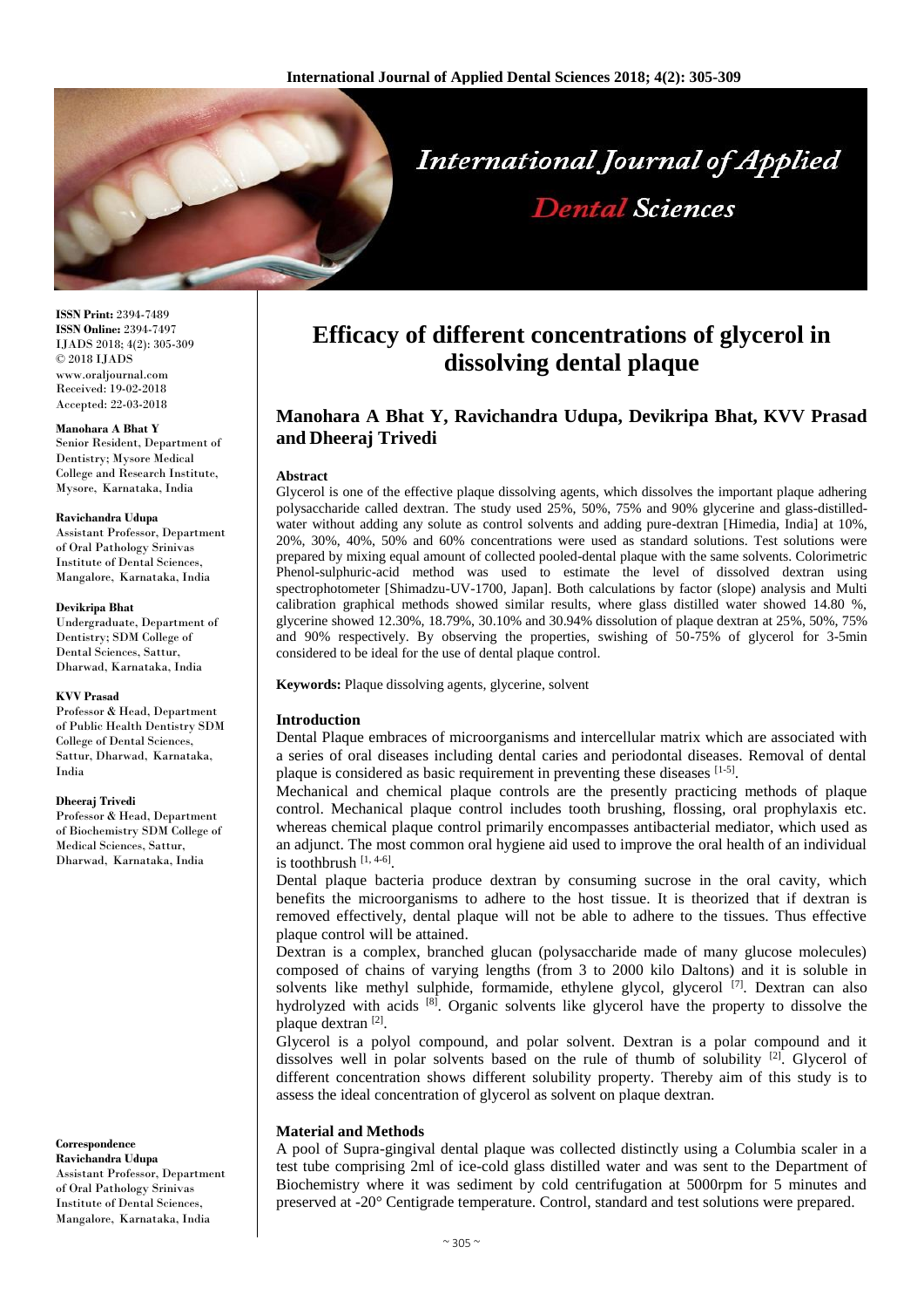# Efficacy of different concentrations of glycerol in dissolving dental plaque

## Manohara A Bhat Y, Ravichandra Udupa, Devikripa Bhat, KVV Prasad and Dheeraj Trivedi

**ISSN Print:** 2394-7489
**ISSN Online:** 2394-7497
IJADS 2018; 4(2): 305-309
© 2018 IJADS
www.oraljournal.com
Received: 19-02-2018
Accepted: 22-03-2018

**Manohara A Bhat Y**
Senior Resident, Department of Dentistry; Mysore Medical College and Research Institute, Mysore, Karnataka, India

**Ravichandra Udupa**
Assistant Professor, Department of Oral Pathology Srinivas Institute of Dental Sciences, Mangalore, Karnataka, India

**Devikripa Bhat**
Undergraduate, Department of Dentistry; SDM College of Dental Sciences, Sattur, Dharwad, Karnataka, India

**KVV Prasad**
Professor & Head, Department of Public Health Dentistry SDM College of Dental Sciences, Sattur, Dharwad, Karnataka, India

**Dheeraj Trivedi**
Professor & Head, Department of Biochemistry SDM College of Medical Sciences, Sattur, Dharwad, Karnataka, India

**Correspondence**
**Ravichandra Udupa**
Assistant Professor, Department of Oral Pathology Srinivas Institute of Dental Sciences, Mangalore, Karnataka, India

### Abstract

Glycerol is one of the effective plaque dissolving agents, which dissolves the important plaque adhering polysaccharide called dextran. The study used 25%, 50%, 75% and 90% glycerine and glass-distilled-water without adding any solute as control solvents and adding pure-dextran [Himedia, India] at 10%, 20%, 30%, 40%, 50% and 60% concentrations were used as standard solutions. Test solutions were prepared by mixing equal amount of collected pooled-dental plaque with the same solvents. Colorimetric Phenol-sulphuric-acid method was used to estimate the level of dissolved dextran using spectrophotometer [Shimadzu-UV-1700, Japan]. Both calculations by factor (slope) analysis and Multi calibration graphical methods showed similar results, where glass distilled water showed 14.80 %, glycerine showed 12.30%, 18.79%, 30.10% and 30.94% dissolution of plaque dextran at 25%, 50%, 75% and 90% respectively. By observing the properties, swishing of 50-75% of glycerol for 3-5min considered to be ideal for the use of dental plaque control.

**Keywords:** Plaque dissolving agents, glycerine, solvent

### Introduction

Dental Plaque embraces of microorganisms and intercellular matrix which are associated with a series of oral diseases including dental caries and periodontal diseases. Removal of dental plaque is considered as basic requirement in preventing these diseases [1-5].

Mechanical and chemical plaque controls are the presently practicing methods of plaque control. Mechanical plaque control includes tooth brushing, flossing, oral prophylaxis etc. whereas chemical plaque control primarily encompasses antibacterial mediator, which used as an adjunct. The most common oral hygiene aid used to improve the oral health of an individual is toothbrush [1, 4-6].

Dental plaque bacteria produce dextran by consuming sucrose in the oral cavity, which benefits the microorganisms to adhere to the host tissue. It is theorized that if dextran is removed effectively, dental plaque will not be able to adhere to the tissues. Thus effective plaque control will be attained.

Dextran is a complex, branched glucan (polysaccharide made of many glucose molecules) composed of chains of varying lengths (from 3 to 2000 kilo Daltons) and it is soluble in solvents like methyl sulphide, formamide, ethylene glycol, glycerol [7]. Dextran can also hydrolyzed with acids [8]. Organic solvents like glycerol have the property to dissolve the plaque dextran [2].

Glycerol is a polyol compound, and polar solvent. Dextran is a polar compound and it dissolves well in polar solvents based on the rule of thumb of solubility [2]. Glycerol of different concentration shows different solubility property. Thereby aim of this study is to assess the ideal concentration of glycerol as solvent on plaque dextran.

### Material and Methods

A pool of Supra-gingival dental plaque was collected distinctly using a Columbia scaler in a test tube comprising 2ml of ice-cold glass distilled water and was sent to the Department of Biochemistry where it was sediment by cold centrifugation at 5000rpm for 5 minutes and preserved at -20° Centigrade temperature. Control, standard and test solutions were prepared.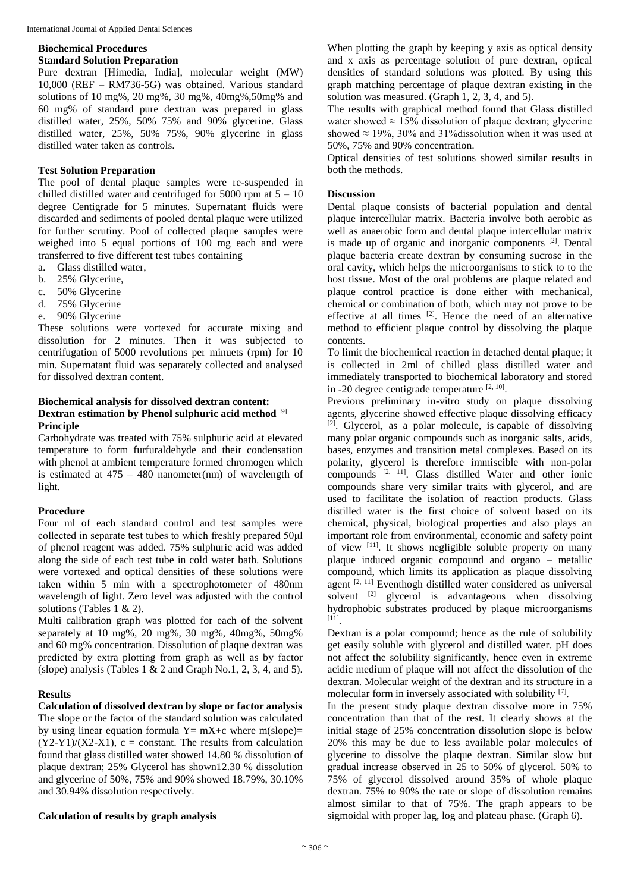## Biochemical Procedures

### Standard Solution Preparation

Pure dextran [Himedia, India], molecular weight (MW) 10,000 (REF – RM736-5G) was obtained. Various standard solutions of 10 mg%, 20 mg%, 30 mg%, 40mg%,50mg% and 60 mg% of standard pure dextran was prepared in glass distilled water, 25%, 50% 75% and 90% glycerine. Glass distilled water, 25%, 50% 75%, 90% glycerine in glass distilled water taken as controls.

### Test Solution Preparation

The pool of dental plaque samples were re-suspended in chilled distilled water and centrifuged for 5000 rpm at 5 – 10 degree Centigrade for 5 minutes. Supernatant fluids were discarded and sediments of pooled dental plaque were utilized for further scrutiny. Pool of collected plaque samples were weighed into 5 equal portions of 100 mg each and were transferred to five different test tubes containing

a. Glass distilled water,
b. 25% Glycerine,
c. 50% Glycerine
d. 75% Glycerine
e. 90% Glycerine

These solutions were vortexed for accurate mixing and dissolution for 2 minutes. Then it was subjected to centrifugation of 5000 revolutions per minuets (rpm) for 10 min. Supernatant fluid was separately collected and analysed for dissolved dextran content.

### Biochemical analysis for dissolved dextran content: Dextran estimation by Phenol sulphuric acid method [9]

### Principle

Carbohydrate was treated with 75% sulphuric acid at elevated temperature to form furfuraldehyde and their condensation with phenol at ambient temperature formed chromogen which is estimated at 475 – 480 nanometer(nm) of wavelength of light.

### Procedure

Four ml of each standard control and test samples were collected in separate test tubes to which freshly prepared 50μl of phenol reagent was added. 75% sulphuric acid was added along the side of each test tube in cold water bath. Solutions were vortexed and optical densities of these solutions were taken within 5 min with a spectrophotometer of 480nm wavelength of light. Zero level was adjusted with the control solutions (Tables 1 & 2).

Multi calibration graph was plotted for each of the solvent separately at 10 mg%, 20 mg%, 30 mg%, 40mg%, 50mg% and 60 mg% concentration. Dissolution of plaque dextran was predicted by extra plotting from graph as well as by factor (slope) analysis (Tables 1 & 2 and Graph No.1, 2, 3, 4, and 5).

## Results

### Calculation of dissolved dextran by slope or factor analysis

The slope or the factor of the standard solution was calculated by using linear equation formula $Y= mX+c$ where $m(\text{slope})= (Y2\text{-}Y1)/(X2\text{-}X1)$, $c$ = constant. The results from calculation found that glass distilled water showed 14.80 % dissolution of plaque dextran; 25% Glycerol has shown12.30 % dissolution and glycerine of 50%, 75% and 90% showed 18.79%, 30.10% and 30.94% dissolution respectively.

### Calculation of results by graph analysis

When plotting the graph by keeping y axis as optical density and x axis as percentage solution of pure dextran, optical densities of standard solutions was plotted. By using this graph matching percentage of plaque dextran existing in the solution was measured. (Graph 1, 2, 3, 4, and 5).

The results with graphical method found that Glass distilled water showed ≈ 15% dissolution of plaque dextran; glycerine showed ≈ 19%, 30% and 31%dissolution when it was used at 50%, 75% and 90% concentration.

Optical densities of test solutions showed similar results in both the methods.

## Discussion

Dental plaque consists of bacterial population and dental plaque intercellular matrix. Bacteria involve both aerobic as well as anaerobic form and dental plaque intercellular matrix is made up of organic and inorganic components [2]. Dental plaque bacteria create dextran by consuming sucrose in the oral cavity, which helps the microorganisms to stick to to the host tissue. Most of the oral problems are plaque related and plaque control practice is done either with mechanical, chemical or combination of both, which may not prove to be effective at all times [2]. Hence the need of an alternative method to efficient plaque control by dissolving the plaque contents.

To limit the biochemical reaction in detached dental plaque; it is collected in 2ml of chilled glass distilled water and immediately transported to biochemical laboratory and stored in -20 degree centigrade temperature [2, 10].

Previous preliminary in-vitro study on plaque dissolving agents, glycerine showed effective plaque dissolving efficacy [2]. Glycerol, as a polar molecule, is capable of dissolving many polar organic compounds such as inorganic salts, acids, bases, enzymes and transition metal complexes. Based on its polarity, glycerol is therefore immiscible with non-polar compounds [2, 11]. Glass distilled Water and other ionic compounds share very similar traits with glycerol, and are used to facilitate the isolation of reaction products. Glass distilled water is the first choice of solvent based on its chemical, physical, biological properties and also plays an important role from environmental, economic and safety point of view [11]. It shows negligible soluble property on many plaque induced organic compound and organo – metallic compound, which limits its application as plaque dissolving agent [2, 11] Eventhogh distilled water considered as universal solvent [2] glycerol is advantageous when dissolving hydrophobic substrates produced by plaque microorganisms [11].

Dextran is a polar compound; hence as the rule of solubility get easily soluble with glycerol and distilled water. pH does not affect the solubility significantly, hence even in extreme acidic medium of plaque will not affect the dissolution of the dextran. Molecular weight of the dextran and its structure in a molecular form in inversely associated with solubility [7].

In the present study plaque dextran dissolve more in 75% concentration than that of the rest. It clearly shows at the initial stage of 25% concentration dissolution slope is below 20% this may be due to less available polar molecules of glycerine to dissolve the plaque dextran. Similar slow but gradual increase observed in 25 to 50% of glycerol. 50% to 75% of glycerol dissolved around 35% of whole plaque dextran. 75% to 90% the rate or slope of dissolution remains almost similar to that of 75%. The graph appears to be sigmoidal with proper lag, log and plateau phase. (Graph 6).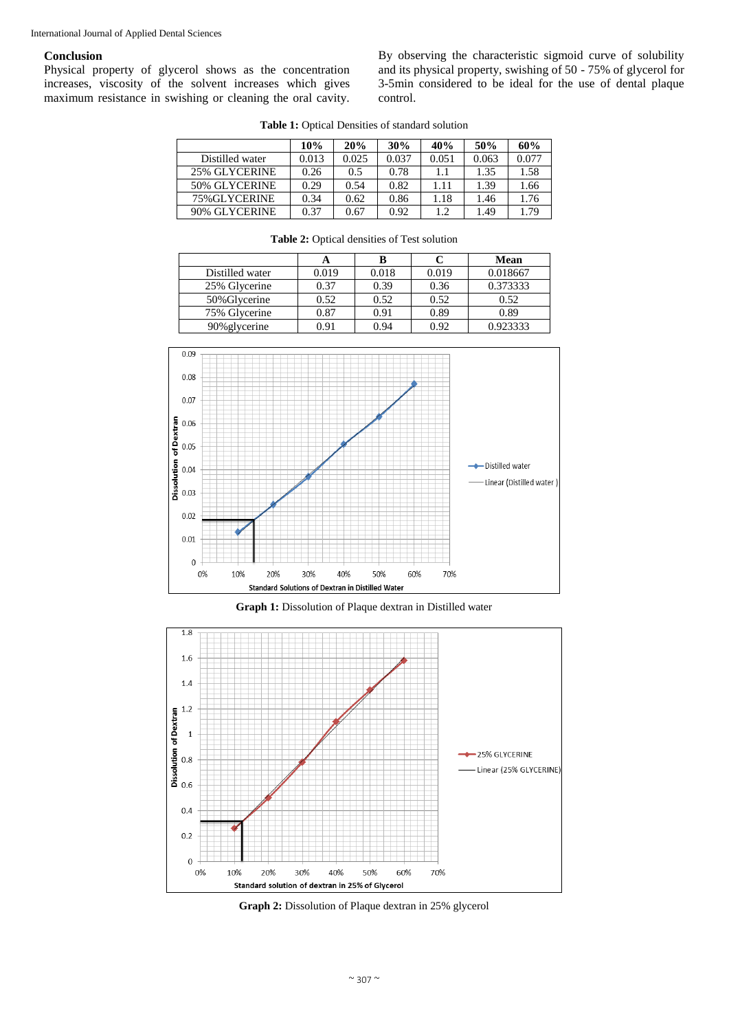## Conclusion

Physical property of glycerol shows as the concentration increases, viscosity of the solvent increases which gives maximum resistance in swishing or cleaning the oral cavity. By observing the characteristic sigmoid curve of solubility and its physical property, swishing of 50 - 75% of glycerol for 3-5min considered to be ideal for the use of dental plaque control.

**Table 1:** Optical Densities of standard solution

| | 10% | 20% | 30% | 40% | 50% | 60% |
|---|---|---|---|---|---|---|
| Distilled water | 0.013 | 0.025 | 0.037 | 0.051 | 0.063 | 0.077 |
| 25% GLYCERINE | 0.26 | 0.5 | 0.78 | 1.1 | 1.35 | 1.58 |
| 50% GLYCERINE | 0.29 | 0.54 | 0.82 | 1.11 | 1.39 | 1.66 |
| 75%GLYCERINE | 0.34 | 0.62 | 0.86 | 1.18 | 1.46 | 1.76 |
| 90% GLYCERINE | 0.37 | 0.67 | 0.92 | 1.2 | 1.49 | 1.79 |

**Table 2:** Optical densities of Test solution

| | A | B | C | Mean |
|---|---|---|---|---|
| Distilled water | 0.019 | 0.018 | 0.019 | 0.018667 |
| 25% Glycerine | 0.37 | 0.39 | 0.36 | 0.373333 |
| 50%Glycerine | 0.52 | 0.52 | 0.52 | 0.52 |
| 75% Glycerine | 0.87 | 0.91 | 0.89 | 0.89 |
| 90%glycerine | 0.91 | 0.94 | 0.92 | 0.923333 |

**Graph 1:** Dissolution of Plaque dextran in Distilled water

**Graph 2:** Dissolution of Plaque dextran in 25% glycerol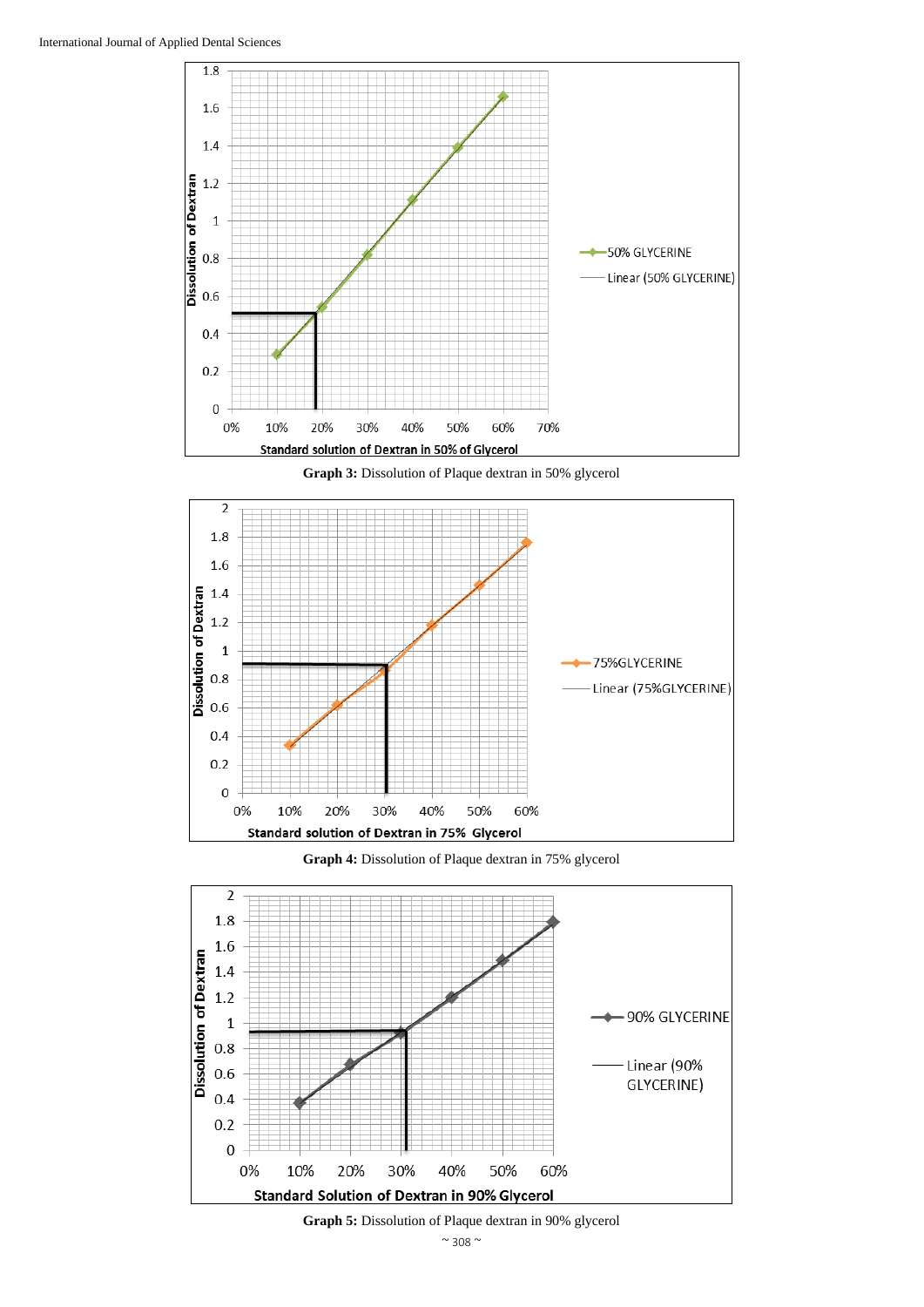**Graph 3:** Dissolution of Plaque dextran in 50% glycerol

**Graph 4:** Dissolution of Plaque dextran in 75% glycerol

**Graph 5:** Dissolution of Plaque dextran in 90% glycerol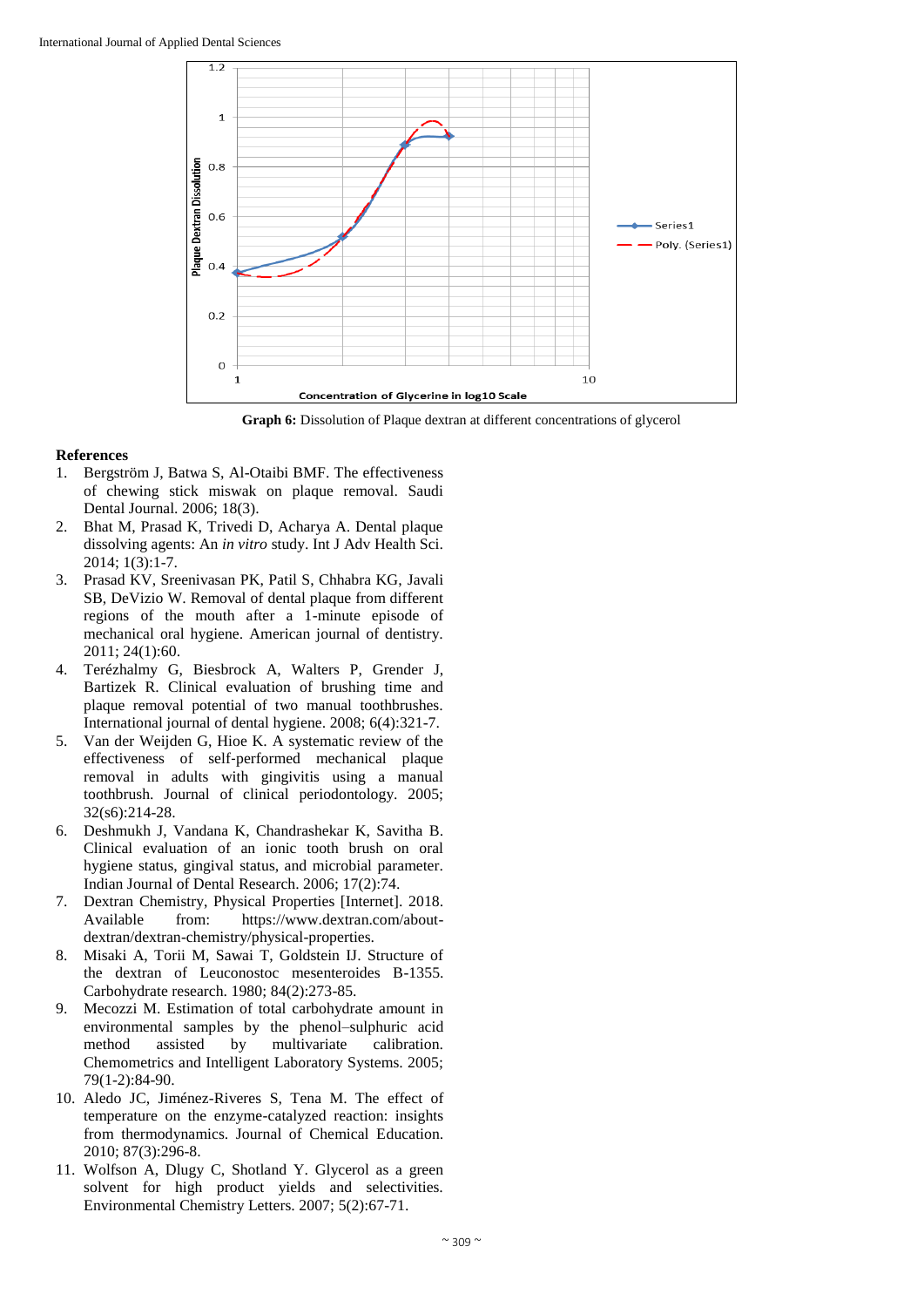1.2

1

0.8

0.6

0.4

0.2

0

1

10

Plaque Dextran Dissolution

Concentration of Glycerine in log10 Scale

Series1

Poly. (Series1)

**Graph 6:** Dissolution of Plaque dextran at different concentrations of glycerol

## References

1. Bergström J, Batwa S, Al-Otaibi BMF. The effectiveness of chewing stick miswak on plaque removal. Saudi Dental Journal. 2006; 18(3).
2. Bhat M, Prasad K, Trivedi D, Acharya A. Dental plaque dissolving agents: An *in vitro* study. Int J Adv Health Sci. 2014; 1(3):1-7.
3. Prasad KV, Sreenivasan PK, Patil S, Chhabra KG, Javali SB, DeVizio W. Removal of dental plaque from different regions of the mouth after a 1-minute episode of mechanical oral hygiene. American journal of dentistry. 2011; 24(1):60.
4. Terézhalmy G, Biesbrock A, Walters P, Grender J, Bartizek R. Clinical evaluation of brushing time and plaque removal potential of two manual toothbrushes. International journal of dental hygiene. 2008; 6(4):321-7.
5. Van der Weijden G, Hioe K. A systematic review of the effectiveness of self-performed mechanical plaque removal in adults with gingivitis using a manual toothbrush. Journal of clinical periodontology. 2005; 32(s6):214-28.
6. Deshmukh J, Vandana K, Chandrashekar K, Savitha B. Clinical evaluation of an ionic tooth brush on oral hygiene status, gingival status, and microbial parameter. Indian Journal of Dental Research. 2006; 17(2):74.
7. Dextran Chemistry, Physical Properties [Internet]. 2018. Available from: https://www.dextran.com/about-dextran/dextran-chemistry/physical-properties.
8. Misaki A, Torii M, Sawai T, Goldstein IJ. Structure of the dextran of Leuconostoc mesenteroides B-1355. Carbohydrate research. 1980; 84(2):273-85.
9. Mecozzi M. Estimation of total carbohydrate amount in environmental samples by the phenol–sulphuric acid method assisted by multivariate calibration. Chemometrics and Intelligent Laboratory Systems. 2005; 79(1-2):84-90.
10. Aledo JC, Jiménez-Riveres S, Tena M. The effect of temperature on the enzyme-catalyzed reaction: insights from thermodynamics. Journal of Chemical Education. 2010; 87(3):296-8.
11. Wolfson A, Dlugy C, Shotland Y. Glycerol as a green solvent for high product yields and selectivities. Environmental Chemistry Letters. 2007; 5(2):67-71.